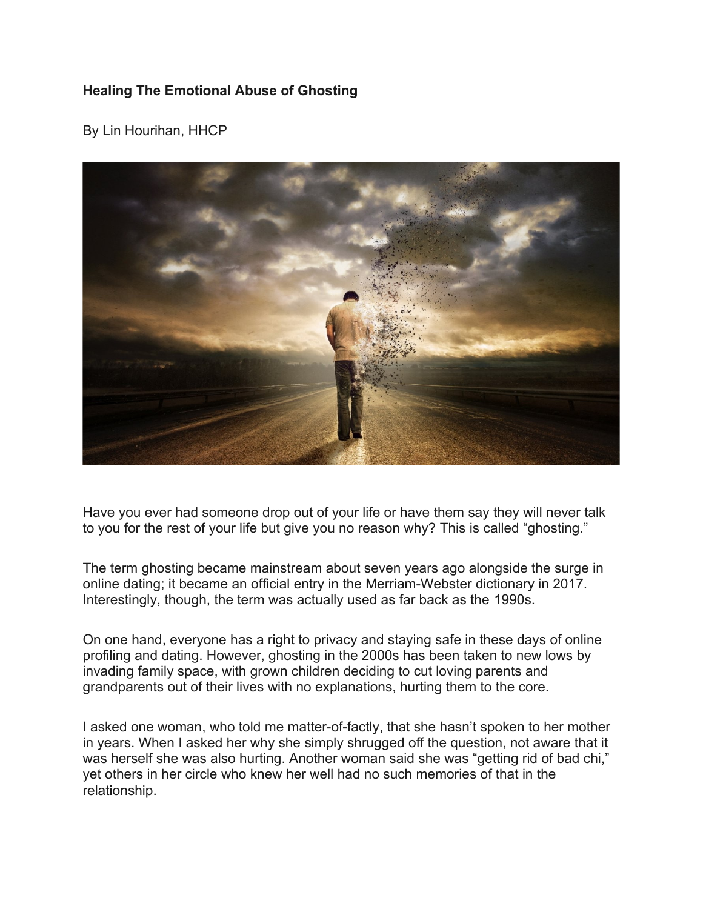**Healing The Emotional Abuse of Ghosting**

By Lin Hourihan, HHCP

Have you ever had someone drop out of your life or have them say they will never talk to you for the rest of your life but give you no reason why? This is called "ghosting."

The term ghosting became mainstream about seven years ago alongside the surge in online dating; it became an official entry in the Merriam-Webster dictionary in 2017. Interestingly, though, the term was actually used as far back as the 1990s.

On one hand, everyone has a right to privacy and staying safe in these days of online profiling and dating. However, ghosting in the 2000s has been taken to new lows by invading family space, with grown children deciding to cut loving parents and grandparents out of their lives with no explanations, hurting them to the core.

I asked one woman, who told me matter-of-factly, that she hasn't spoken to her mother in years. When I asked her why she simply shrugged off the question, not aware that it was herself she was also hurting. Another woman said she was "getting rid of bad chi," yet others in her circle who knew her well had no such memories of that in the relationship.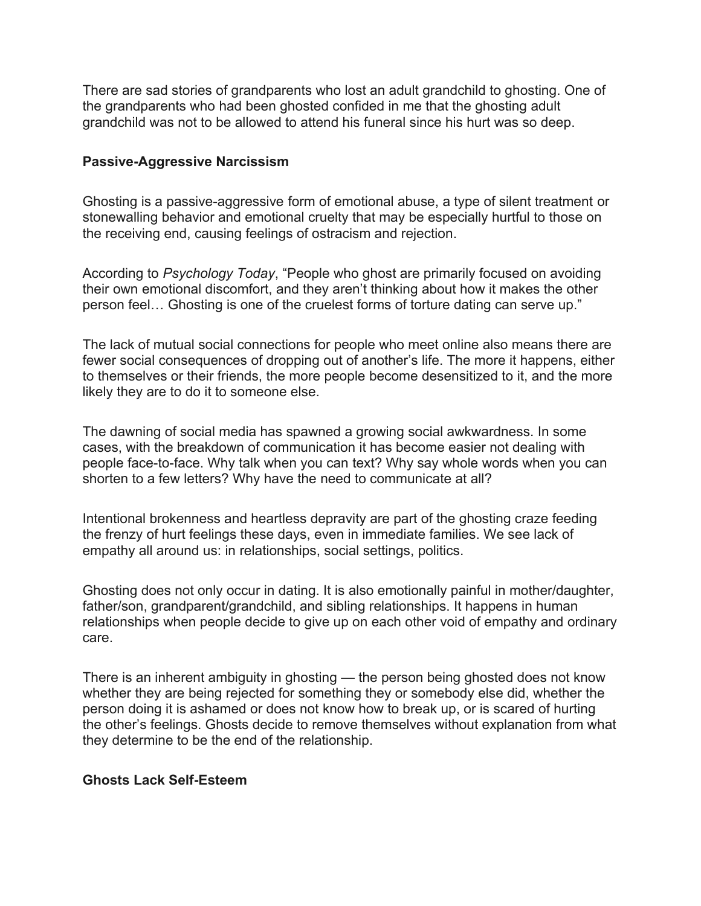There are sad stories of grandparents who lost an adult grandchild to ghosting. One of the grandparents who had been ghosted confided in me that the ghosting adult grandchild was not to be allowed to attend his funeral since his hurt was so deep.

## Passive-Aggressive Narcissism

Ghosting is a passive-aggressive form of emotional abuse, a type of silent treatment or stonewalling behavior and emotional cruelty that may be especially hurtful to those on the receiving end, causing feelings of ostracism and rejection.

According to *Psychology Today*, "People who ghost are primarily focused on avoiding their own emotional discomfort, and they aren't thinking about how it makes the other person feel… Ghosting is one of the cruelest forms of torture dating can serve up."

The lack of mutual social connections for people who meet online also means there are fewer social consequences of dropping out of another's life. The more it happens, either to themselves or their friends, the more people become desensitized to it, and the more likely they are to do it to someone else.

The dawning of social media has spawned a growing social awkwardness. In some cases, with the breakdown of communication it has become easier not dealing with people face-to-face. Why talk when you can text? Why say whole words when you can shorten to a few letters? Why have the need to communicate at all?

Intentional brokenness and heartless depravity are part of the ghosting craze feeding the frenzy of hurt feelings these days, even in immediate families. We see lack of empathy all around us: in relationships, social settings, politics.

Ghosting does not only occur in dating. It is also emotionally painful in mother/daughter, father/son, grandparent/grandchild, and sibling relationships. It happens in human relationships when people decide to give up on each other void of empathy and ordinary care.

There is an inherent ambiguity in ghosting — the person being ghosted does not know whether they are being rejected for something they or somebody else did, whether the person doing it is ashamed or does not know how to break up, or is scared of hurting the other's feelings. Ghosts decide to remove themselves without explanation from what they determine to be the end of the relationship.

## Ghosts Lack Self-Esteem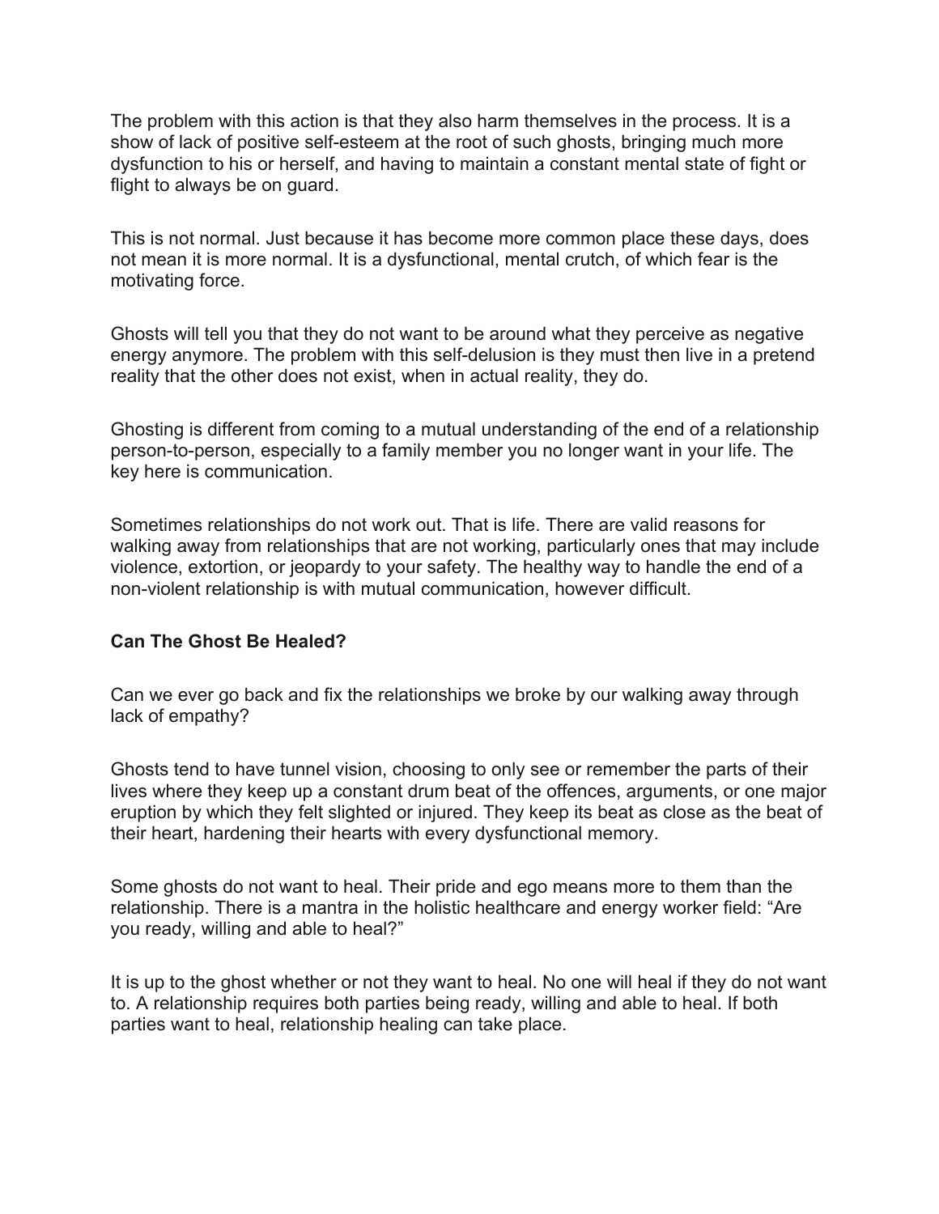The problem with this action is that they also harm themselves in the process. It is a show of lack of positive self-esteem at the root of such ghosts, bringing much more dysfunction to his or herself, and having to maintain a constant mental state of fight or flight to always be on guard.

This is not normal. Just because it has become more common place these days, does not mean it is more normal. It is a dysfunctional, mental crutch, of which fear is the motivating force.

Ghosts will tell you that they do not want to be around what they perceive as negative energy anymore. The problem with this self-delusion is they must then live in a pretend reality that the other does not exist, when in actual reality, they do.

Ghosting is different from coming to a mutual understanding of the end of a relationship person-to-person, especially to a family member you no longer want in your life. The key here is communication.

Sometimes relationships do not work out. That is life. There are valid reasons for walking away from relationships that are not working, particularly ones that may include violence, extortion, or jeopardy to your safety. The healthy way to handle the end of a non-violent relationship is with mutual communication, however difficult.

**Can The Ghost Be Healed?**

Can we ever go back and fix the relationships we broke by our walking away through lack of empathy?

Ghosts tend to have tunnel vision, choosing to only see or remember the parts of their lives where they keep up a constant drum beat of the offences, arguments, or one major eruption by which they felt slighted or injured. They keep its beat as close as the beat of their heart, hardening their hearts with every dysfunctional memory.

Some ghosts do not want to heal. Their pride and ego means more to them than the relationship. There is a mantra in the holistic healthcare and energy worker field: "Are you ready, willing and able to heal?"

It is up to the ghost whether or not they want to heal. No one will heal if they do not want to. A relationship requires both parties being ready, willing and able to heal. If both parties want to heal, relationship healing can take place.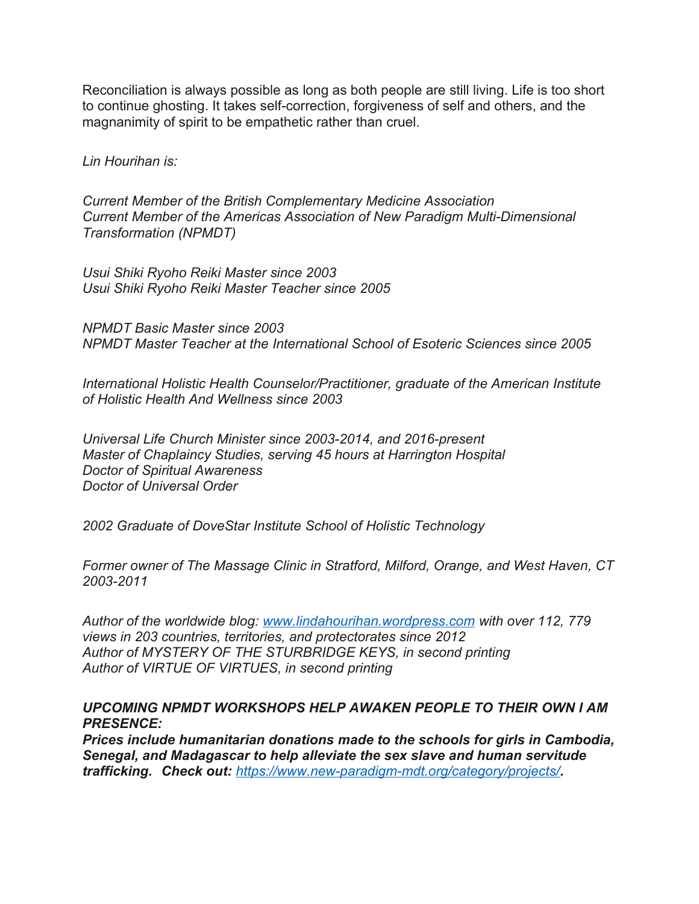Reconciliation is always possible as long as both people are still living. Life is too short to continue ghosting. It takes self-correction, forgiveness of self and others, and the magnanimity of spirit to be empathetic rather than cruel.

*Lin Hourihan is:*

*Current Member of the British Complementary Medicine Association*
*Current Member of the Americas Association of New Paradigm Multi-Dimensional Transformation (NPMDT)*

*Usui Shiki Ryoho Reiki Master since 2003*
*Usui Shiki Ryoho Reiki Master Teacher since 2005*

*NPMDT Basic Master since 2003*
*NPMDT Master Teacher at the International School of Esoteric Sciences since 2005*

*International Holistic Health Counselor/Practitioner, graduate of the American Institute of Holistic Health And Wellness since 2003*

*Universal Life Church Minister since 2003-2014, and 2016-present*
*Master of Chaplaincy Studies, serving 45 hours at Harrington Hospital*
*Doctor of Spiritual Awareness*
*Doctor of Universal Order*

*2002 Graduate of DoveStar Institute School of Holistic Technology*

*Former owner of The Massage Clinic in Stratford, Milford, Orange, and West Haven, CT 2003-2011*

*Author of the worldwide blog: [www.lindahourihan.wordpress.com](http://www.lindahourihan.wordpress.com) with over 112, 779 views in 203 countries, territories, and protectorates since 2012*
*Author of MYSTERY OF THE STURBRIDGE KEYS, in second printing*
*Author of VIRTUE OF VIRTUES, in second printing*

***UPCOMING NPMDT WORKSHOPS HELP AWAKEN PEOPLE TO THEIR OWN I AM PRESENCE:***
***Prices include humanitarian donations made to the schools for girls in Cambodia, Senegal, and Madagascar to help alleviate the sex slave and human servitude trafficking. Check out: [https://www.new-paradigm-mdt.org/category/projects/](https://www.new-paradigm-mdt.org/category/projects/).***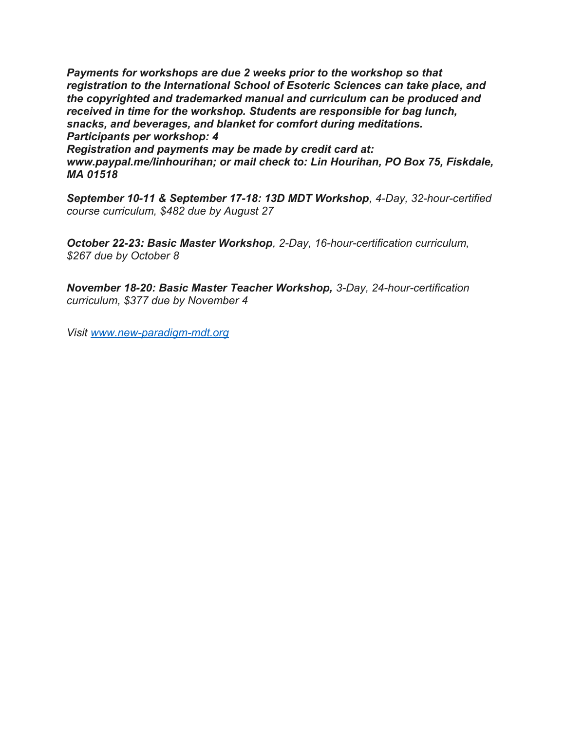***Payments for workshops are due 2 weeks prior to the workshop so that registration to the International School of Esoteric Sciences can take place, and the copyrighted and trademarked manual and curriculum can be produced and received in time for the workshop. Students are responsible for bag lunch, snacks, and beverages, and blanket for comfort during meditations.***
***Participants per workshop: 4***
***Registration and payments may be made by credit card at: www.paypal.me/linhourihan; or mail check to: Lin Hourihan, PO Box 75, Fiskdale, MA 01518***

***September 10-11 & September 17-18: 13D MDT Workshop****, 4-Day, 32-hour-certified course curriculum, $482 due by August 27*

***October 22-23: Basic Master Workshop****, 2-Day, 16-hour-certification curriculum, $267 due by October 8*

***November 18-20: Basic Master Teacher Workshop,*** *3-Day, 24-hour-certification curriculum, $377 due by November 4*

*Visit [www.new-paradigm-mdt.org](http://www.new-paradigm-mdt.org)*